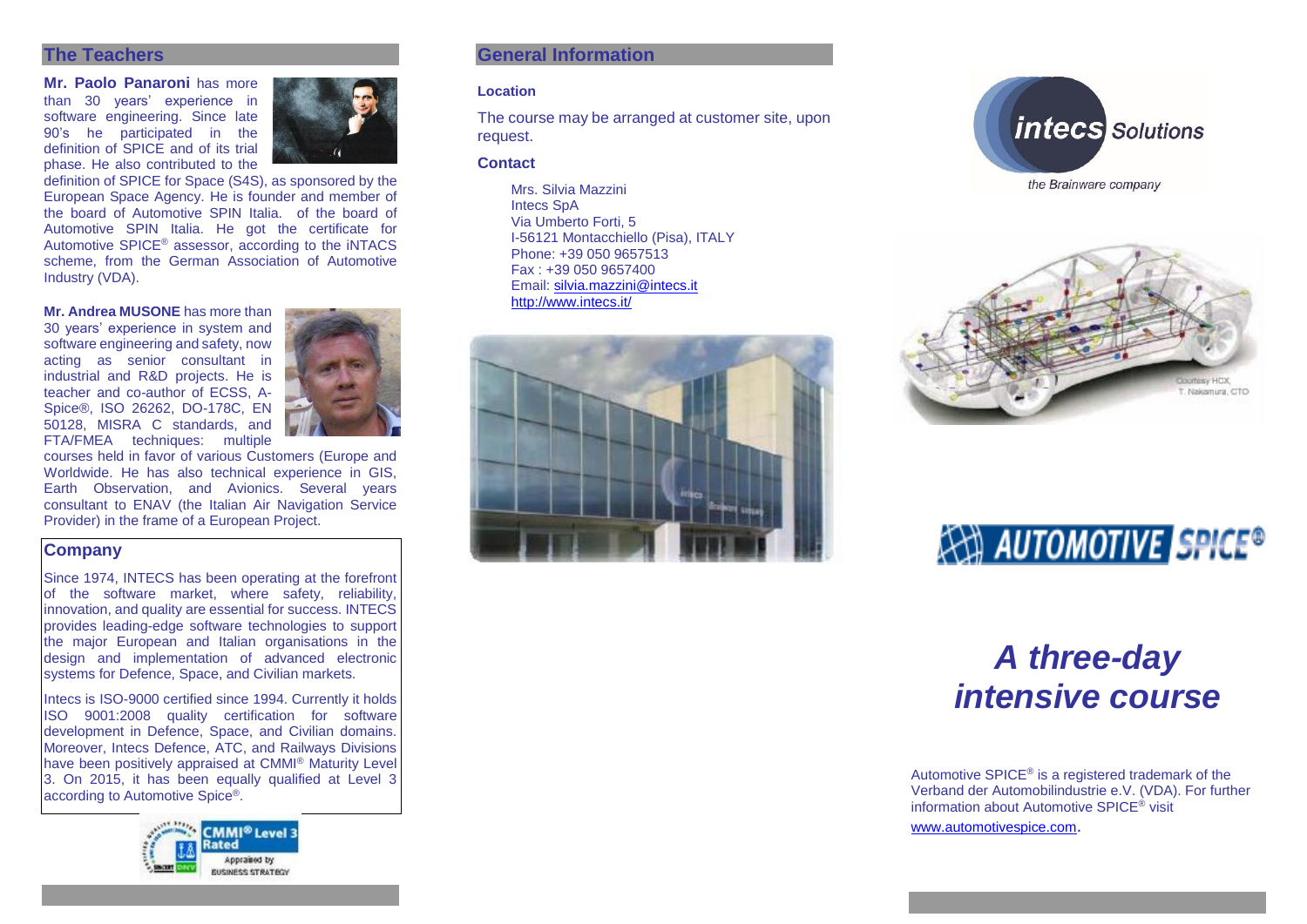## The Teachers

**Mr. Paolo Panaroni** has more than 30 years' experience in software engineering. Since late 90's he participated in the definition of SPICE and of its trial phase. He also contributed to the definition of SPICE for Space (S4S), as sponsored by the European Space Agency. He is founder and member of the board of Automotive SPIN Italia. of the board of Automotive SPIN Italia. He got the certificate for Automotive SPICE® assessor, according to the iNTACS scheme, from the German Association of Automotive Industry (VDA).

**Mr. Andrea MUSONE** has more than 30 years' experience in system and software engineering and safety, now acting as senior consultant in industrial and R&D projects. He is teacher and co-author of ECSS, A-Spice®, ISO 26262, DO-178C, EN 50128, MISRA C standards, and FTA/FMEA techniques: multiple courses held in favor of various Customers (Europe and Worldwide. He has also technical experience in GIS, Earth Observation, and Avionics. Several years consultant to ENAV (the Italian Air Navigation Service Provider) in the frame of a European Project.

## Company

Since 1974, INTECS has been operating at the forefront of the software market, where safety, reliability, innovation, and quality are essential for success. INTECS provides leading-edge software technologies to support the major European and Italian organisations in the design and implementation of advanced electronic systems for Defence, Space, and Civilian markets.

Intecs is ISO-9000 certified since 1994. Currently it holds ISO 9001:2008 quality certification for software development in Defence, Space, and Civilian domains. Moreover, Intecs Defence, ATC, and Railways Divisions have been positively appraised at CMMI® Maturity Level 3. On 2015, it has been equally qualified at Level 3 according to Automotive Spice®.

CMMI® Level 3 Rated
Appraised by BUSINESS STRATEGY

## General Information

**Location**

The course may be arranged at customer site, upon request.

**Contact**

Mrs. Silvia Mazzini
Intecs SpA
Via Umberto Forti, 5
I-56121 Montacchiello (Pisa), ITALY
Phone: +39 050 9657513
Fax : +39 050 9657400
Email: silvia.mazzini@intecs.it
http://www.intecs.it/

intecs Solutions
*the Brainware company*

Courtesy HCX
T. Nakamura, CTO

AUTOMOTIVE SPICE®

# *A three-day intensive course*

Automotive SPICE® is a registered trademark of the Verband der Automobilindustrie e.V. (VDA). For further information about Automotive SPICE® visit www.automotivespice.com.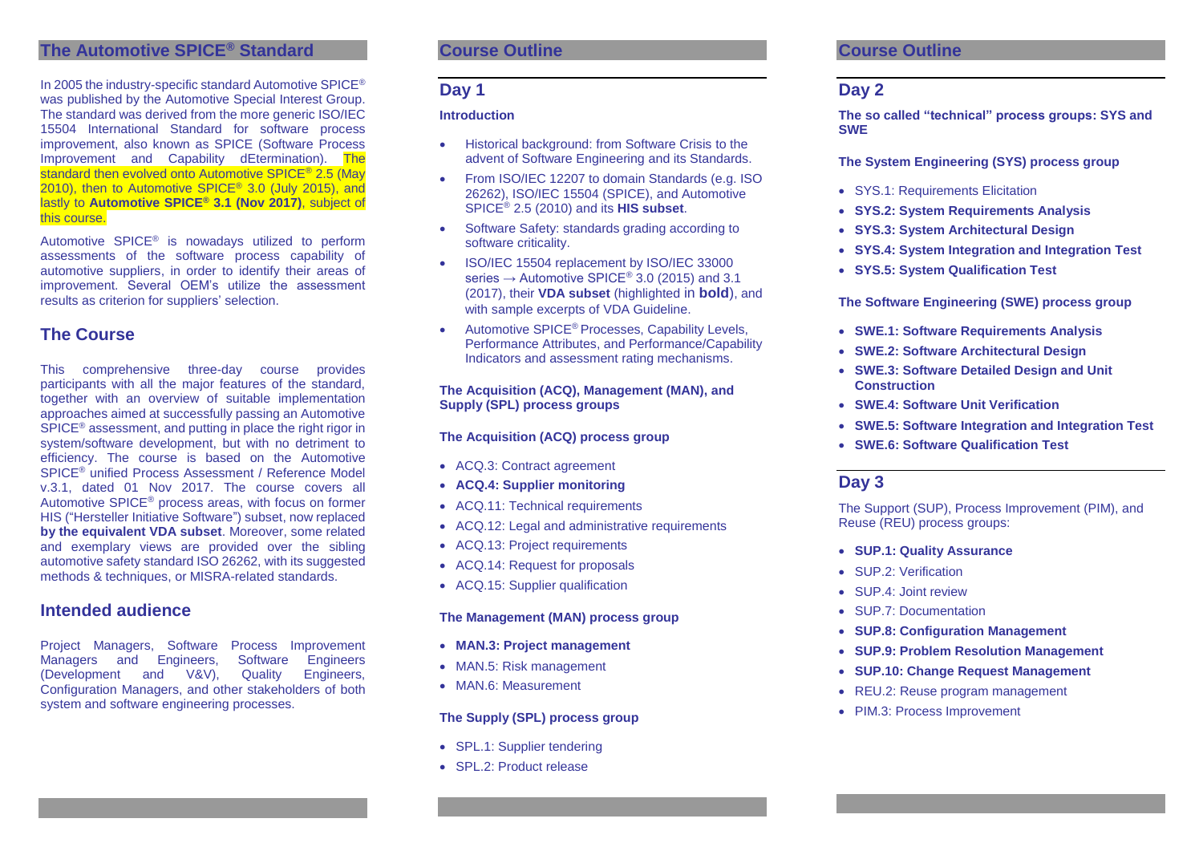## The Automotive SPICE® Standard

In 2005 the industry-specific standard Automotive SPICE® was published by the Automotive Special Interest Group. The standard was derived from the more generic ISO/IEC 15504 International Standard for software process improvement, also known as SPICE (Software Process Improvement and Capability dEtermination). The standard then evolved onto Automotive SPICE® 2.5 (May 2010), then to Automotive SPICE® 3.0 (July 2015), and lastly to **Automotive SPICE® 3.1 (Nov 2017)**, subject of this course.

Automotive SPICE® is nowadays utilized to perform assessments of the software process capability of automotive suppliers, in order to identify their areas of improvement. Several OEM's utilize the assessment results as criterion for suppliers' selection.

## The Course

This comprehensive three-day course provides participants with all the major features of the standard, together with an overview of suitable implementation approaches aimed at successfully passing an Automotive SPICE® assessment, and putting in place the right rigor in system/software development, but with no detriment to efficiency. The course is based on the Automotive SPICE® unified Process Assessment / Reference Model v.3.1, dated 01 Nov 2017. The course covers all Automotive SPICE® process areas, with focus on former HIS ("Hersteller Initiative Software") subset, now replaced **by the equivalent VDA subset**. Moreover, some related and exemplary views are provided over the sibling automotive safety standard ISO 26262, with its suggested methods & techniques, or MISRA-related standards.

## Intended audience

Project Managers, Software Process Improvement Managers and Engineers, Software Engineers (Development and V&V), Quality Engineers, Configuration Managers, and other stakeholders of both system and software engineering processes.

## Course Outline

### Day 1

**Introduction**

- Historical background: from Software Crisis to the advent of Software Engineering and its Standards.
- From ISO/IEC 12207 to domain Standards (e.g. ISO 26262), ISO/IEC 15504 (SPICE), and Automotive SPICE® 2.5 (2010) and its **HIS subset**.
- Software Safety: standards grading according to software criticality.
- ISO/IEC 15504 replacement by ISO/IEC 33000 series → Automotive SPICE® 3.0 (2015) and 3.1 (2017), their **VDA subset** (highlighted in **bold**), and with sample excerpts of VDA Guideline.
- Automotive SPICE® Processes, Capability Levels, Performance Attributes, and Performance/Capability Indicators and assessment rating mechanisms.

**The Acquisition (ACQ), Management (MAN), and Supply (SPL) process groups**

**The Acquisition (ACQ) process group**

- ACQ.3: Contract agreement
- **ACQ.4: Supplier monitoring**
- ACQ.11: Technical requirements
- ACQ.12: Legal and administrative requirements
- ACQ.13: Project requirements
- ACQ.14: Request for proposals
- ACQ.15: Supplier qualification

**The Management (MAN) process group**

- **MAN.3: Project management**
- MAN.5: Risk management
- MAN.6: Measurement

**The Supply (SPL) process group**

- SPL.1: Supplier tendering
- SPL.2: Product release

## Course Outline

### Day 2

**The so called "technical" process groups: SYS and SWE**

**The System Engineering (SYS) process group**

- SYS.1: Requirements Elicitation
- **SYS.2: System Requirements Analysis**
- **SYS.3: System Architectural Design**
- **SYS.4: System Integration and Integration Test**
- **SYS.5: System Qualification Test**

**The Software Engineering (SWE) process group**

- **SWE.1: Software Requirements Analysis**
- **SWE.2: Software Architectural Design**
- **SWE.3: Software Detailed Design and Unit Construction**
- **SWE.4: Software Unit Verification**
- **SWE.5: Software Integration and Integration Test**
- **SWE.6: Software Qualification Test**

### Day 3

The Support (SUP), Process Improvement (PIM), and Reuse (REU) process groups:

- **SUP.1: Quality Assurance**
- SUP.2: Verification
- SUP.4: Joint review
- SUP.7: Documentation
- **SUP.8: Configuration Management**
- **SUP.9: Problem Resolution Management**
- **SUP.10: Change Request Management**
- REU.2: Reuse program management
- PIM.3: Process Improvement